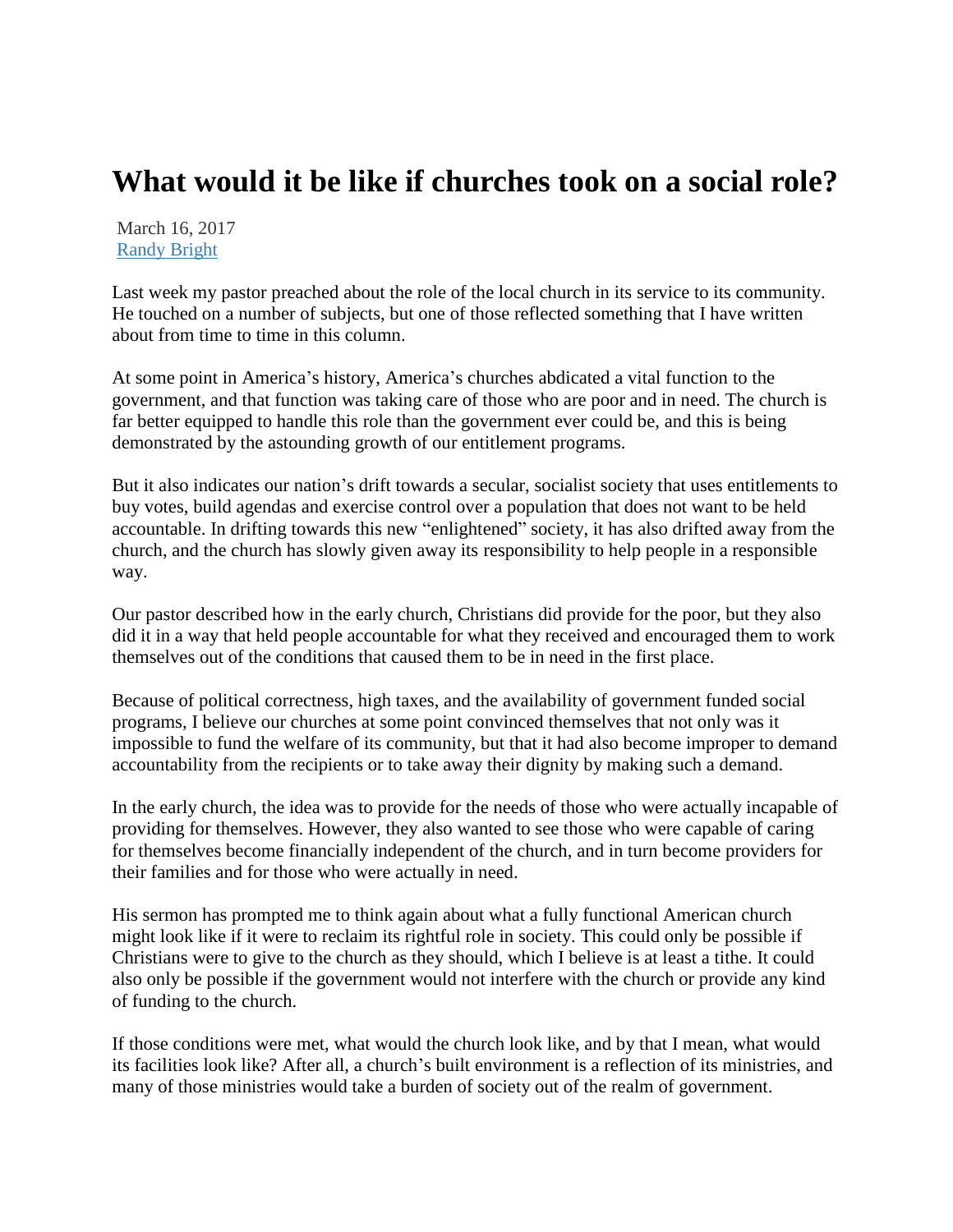# What would it be like if churches took on a social role?

March 16, 2017
[Randy Bright]

Last week my pastor preached about the role of the local church in its service to its community. He touched on a number of subjects, but one of those reflected something that I have written about from time to time in this column.

At some point in America's history, America's churches abdicated a vital function to the government, and that function was taking care of those who are poor and in need. The church is far better equipped to handle this role than the government ever could be, and this is being demonstrated by the astounding growth of our entitlement programs.

But it also indicates our nation's drift towards a secular, socialist society that uses entitlements to buy votes, build agendas and exercise control over a population that does not want to be held accountable. In drifting towards this new "enlightened" society, it has also drifted away from the church, and the church has slowly given away its responsibility to help people in a responsible way.

Our pastor described how in the early church, Christians did provide for the poor, but they also did it in a way that held people accountable for what they received and encouraged them to work themselves out of the conditions that caused them to be in need in the first place.

Because of political correctness, high taxes, and the availability of government funded social programs, I believe our churches at some point convinced themselves that not only was it impossible to fund the welfare of its community, but that it had also become improper to demand accountability from the recipients or to take away their dignity by making such a demand.

In the early church, the idea was to provide for the needs of those who were actually incapable of providing for themselves. However, they also wanted to see those who were capable of caring for themselves become financially independent of the church, and in turn become providers for their families and for those who were actually in need.

His sermon has prompted me to think again about what a fully functional American church might look like if it were to reclaim its rightful role in society. This could only be possible if Christians were to give to the church as they should, which I believe is at least a tithe. It could also only be possible if the government would not interfere with the church or provide any kind of funding to the church.

If those conditions were met, what would the church look like, and by that I mean, what would its facilities look like? After all, a church's built environment is a reflection of its ministries, and many of those ministries would take a burden of society out of the realm of government.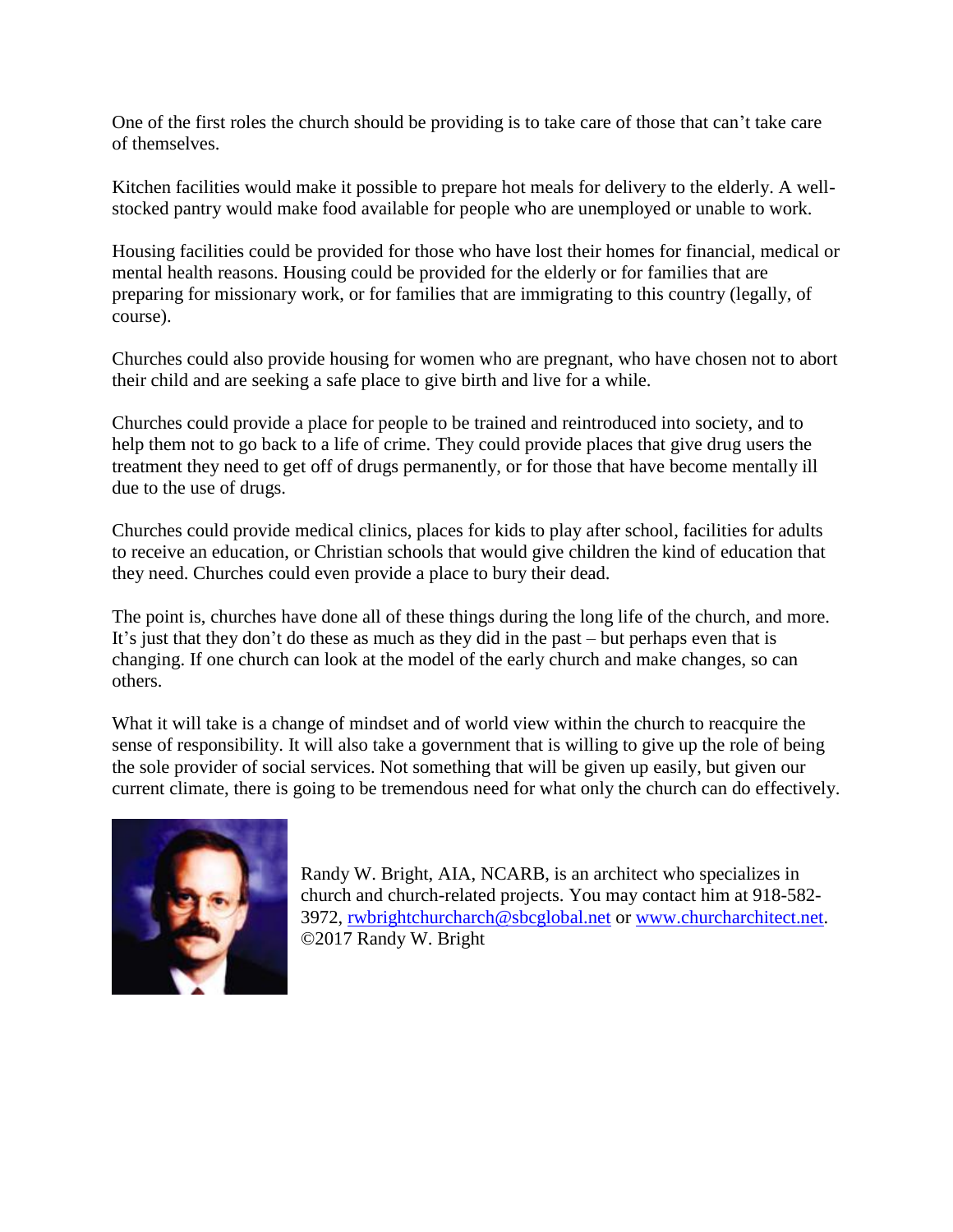One of the first roles the church should be providing is to take care of those that can't take care of themselves.

Kitchen facilities would make it possible to prepare hot meals for delivery to the elderly. A well-stocked pantry would make food available for people who are unemployed or unable to work.

Housing facilities could be provided for those who have lost their homes for financial, medical or mental health reasons. Housing could be provided for the elderly or for families that are preparing for missionary work, or for families that are immigrating to this country (legally, of course).

Churches could also provide housing for women who are pregnant, who have chosen not to abort their child and are seeking a safe place to give birth and live for a while.

Churches could provide a place for people to be trained and reintroduced into society, and to help them not to go back to a life of crime. They could provide places that give drug users the treatment they need to get off of drugs permanently, or for those that have become mentally ill due to the use of drugs.

Churches could provide medical clinics, places for kids to play after school, facilities for adults to receive an education, or Christian schools that would give children the kind of education that they need. Churches could even provide a place to bury their dead.

The point is, churches have done all of these things during the long life of the church, and more. It's just that they don't do these as much as they did in the past – but perhaps even that is changing. If one church can look at the model of the early church and make changes, so can others.

What it will take is a change of mindset and of world view within the church to reacquire the sense of responsibility. It will also take a government that is willing to give up the role of being the sole provider of social services. Not something that will be given up easily, but given our current climate, there is going to be tremendous need for what only the church can do effectively.

Randy W. Bright, AIA, NCARB, is an architect who specializes in church and church-related projects. You may contact him at 918-582-3972, rwbrightchurcharch@sbcglobal.net or www.churcharchitect.net. ©2017 Randy W. Bright